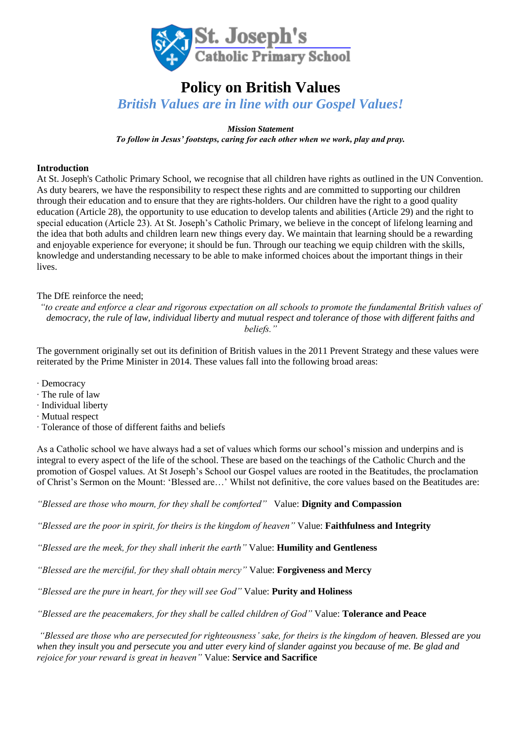# Policy on British Values

## *British Values are in line with our Gospel Values!*

***Mission Statement***
***To follow in Jesus' footsteps, caring for each other when we work, play and pray.***

**Introduction**
At St. Joseph's Catholic Primary School, we recognise that all children have rights as outlined in the UN Convention. As duty bearers, we have the responsibility to respect these rights and are committed to supporting our children through their education and to ensure that they are rights-holders. Our children have the right to a good quality education (Article 28), the opportunity to use education to develop talents and abilities (Article 29) and the right to special education (Article 23). At St. Joseph's Catholic Primary, we believe in the concept of lifelong learning and the idea that both adults and children learn new things every day. We maintain that learning should be a rewarding and enjoyable experience for everyone; it should be fun. Through our teaching we equip children with the skills, knowledge and understanding necessary to be able to make informed choices about the important things in their lives.

The DfE reinforce the need;

*"to create and enforce a clear and rigorous expectation on all schools to promote the fundamental British values of democracy, the rule of law, individual liberty and mutual respect and tolerance of those with different faiths and beliefs."*

The government originally set out its definition of British values in the 2011 Prevent Strategy and these values were reiterated by the Prime Minister in 2014. These values fall into the following broad areas:

- Democracy
- The rule of law
- Individual liberty
- Mutual respect
- Tolerance of those of different faiths and beliefs

As a Catholic school we have always had a set of values which forms our school's mission and underpins and is integral to every aspect of the life of the school. These are based on the teachings of the Catholic Church and the promotion of Gospel values. At St Joseph's School our Gospel values are rooted in the Beatitudes, the proclamation of Christ's Sermon on the Mount: 'Blessed are…' Whilst not definitive, the core values based on the Beatitudes are:

*"Blessed are those who mourn, for they shall be comforted"* Value: **Dignity and Compassion**

*"Blessed are the poor in spirit, for theirs is the kingdom of heaven"* Value: **Faithfulness and Integrity**

*"Blessed are the meek, for they shall inherit the earth"* Value: **Humility and Gentleness**

*"Blessed are the merciful, for they shall obtain mercy"* Value: **Forgiveness and Mercy**

*"Blessed are the pure in heart, for they will see God"* Value: **Purity and Holiness**

*"Blessed are the peacemakers, for they shall be called children of God"* Value: **Tolerance and Peace**

*"Blessed are those who are persecuted for righteousness' sake, for theirs is the kingdom of heaven. Blessed are you when they insult you and persecute you and utter every kind of slander against you because of me. Be glad and rejoice for your reward is great in heaven"* Value: **Service and Sacrifice**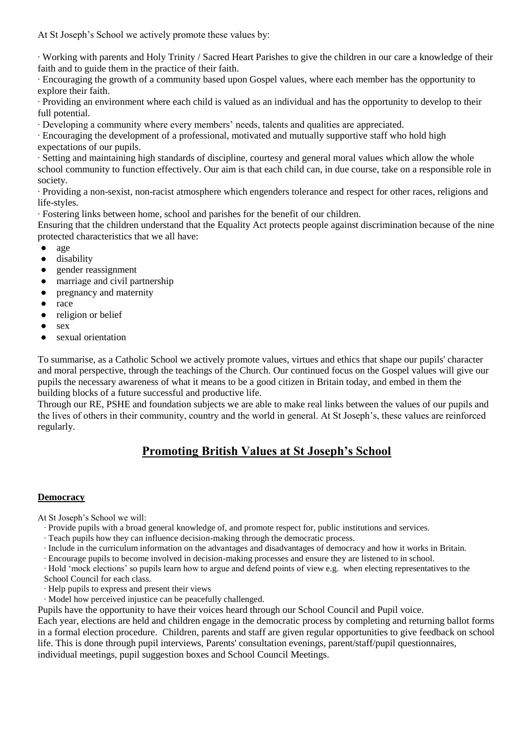At St Joseph's School we actively promote these values by:

· Working with parents and Holy Trinity / Sacred Heart Parishes to give the children in our care a knowledge of their faith and to guide them in the practice of their faith.

· Encouraging the growth of a community based upon Gospel values, where each member has the opportunity to explore their faith.

· Providing an environment where each child is valued as an individual and has the opportunity to develop to their full potential.

· Developing a community where every members' needs, talents and qualities are appreciated.

· Encouraging the development of a professional, motivated and mutually supportive staff who hold high expectations of our pupils.

· Setting and maintaining high standards of discipline, courtesy and general moral values which allow the whole school community to function effectively. Our aim is that each child can, in due course, take on a responsible role in society.

· Providing a non-sexist, non-racist atmosphere which engenders tolerance and respect for other races, religions and life-styles.

· Fostering links between home, school and parishes for the benefit of our children.

Ensuring that the children understand that the Equality Act protects people against discrimination because of the nine protected characteristics that we all have:

- age
- disability
- gender reassignment
- marriage and civil partnership
- pregnancy and maternity
- race
- religion or belief
- sex
- sexual orientation

To summarise, as a Catholic School we actively promote values, virtues and ethics that shape our pupils' character and moral perspective, through the teachings of the Church. Our continued focus on the Gospel values will give our pupils the necessary awareness of what it means to be a good citizen in Britain today, and embed in them the building blocks of a future successful and productive life.

Through our RE, PSHE and foundation subjects we are able to make real links between the values of our pupils and the lives of others in their community, country and the world in general. At St Joseph's, these values are reinforced regularly.

## Promoting British Values at St Joseph's School

### Democracy

At St Joseph's School we will:

· Provide pupils with a broad general knowledge of, and promote respect for, public institutions and services.

· Teach pupils how they can influence decision-making through the democratic process.

· Include in the curriculum information on the advantages and disadvantages of democracy and how it works in Britain.

· Encourage pupils to become involved in decision-making processes and ensure they are listened to in school.

· Hold 'mock elections' so pupils learn how to argue and defend points of view e.g. when electing representatives to the School Council for each class.

· Help pupils to express and present their views

· Model how perceived injustice can be peacefully challenged.

Pupils have the opportunity to have their voices heard through our School Council and Pupil voice.

Each year, elections are held and children engage in the democratic process by completing and returning ballot forms in a formal election procedure. Children, parents and staff are given regular opportunities to give feedback on school life. This is done through pupil interviews, Parents' consultation evenings, parent/staff/pupil questionnaires, individual meetings, pupil suggestion boxes and School Council Meetings.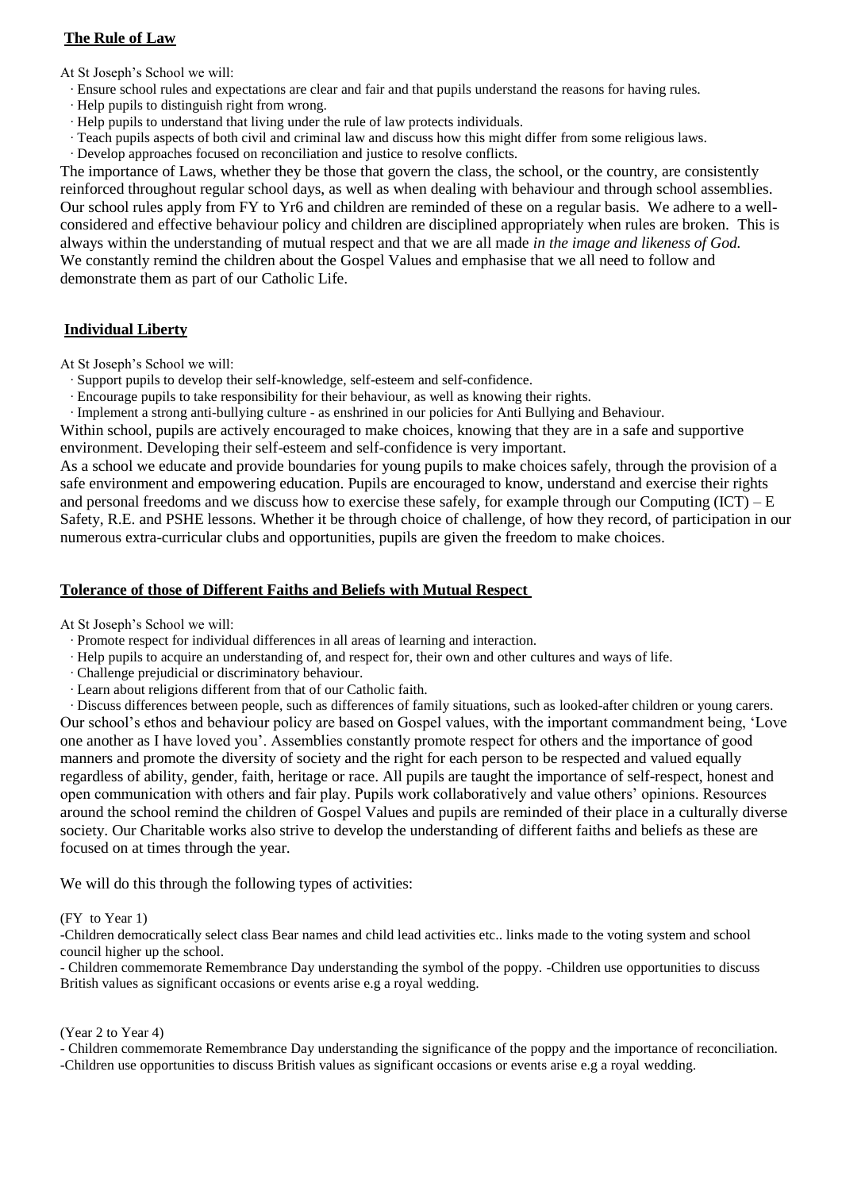## **The Rule of Law**

At St Joseph's School we will:

- Ensure school rules and expectations are clear and fair and that pupils understand the reasons for having rules.
- Help pupils to distinguish right from wrong.
- Help pupils to understand that living under the rule of law protects individuals.
- Teach pupils aspects of both civil and criminal law and discuss how this might differ from some religious laws.
- Develop approaches focused on reconciliation and justice to resolve conflicts.

The importance of Laws, whether they be those that govern the class, the school, or the country, are consistently reinforced throughout regular school days, as well as when dealing with behaviour and through school assemblies. Our school rules apply from FY to Yr6 and children are reminded of these on a regular basis. We adhere to a well-considered and effective behaviour policy and children are disciplined appropriately when rules are broken. This is always within the understanding of mutual respect and that we are all made *in the image and likeness of God.* We constantly remind the children about the Gospel Values and emphasise that we all need to follow and demonstrate them as part of our Catholic Life.

## **Individual Liberty**

At St Joseph's School we will:

- Support pupils to develop their self-knowledge, self-esteem and self-confidence.
- Encourage pupils to take responsibility for their behaviour, as well as knowing their rights.
- Implement a strong anti-bullying culture - as enshrined in our policies for Anti Bullying and Behaviour.

Within school, pupils are actively encouraged to make choices, knowing that they are in a safe and supportive environment. Developing their self-esteem and self-confidence is very important.

As a school we educate and provide boundaries for young pupils to make choices safely, through the provision of a safe environment and empowering education. Pupils are encouraged to know, understand and exercise their rights and personal freedoms and we discuss how to exercise these safely, for example through our Computing (ICT) – E Safety, R.E. and PSHE lessons. Whether it be through choice of challenge, of how they record, of participation in our numerous extra-curricular clubs and opportunities, pupils are given the freedom to make choices.

## **Tolerance of those of Different Faiths and Beliefs with Mutual Respect**

At St Joseph's School we will:

- Promote respect for individual differences in all areas of learning and interaction.
- Help pupils to acquire an understanding of, and respect for, their own and other cultures and ways of life.
- Challenge prejudicial or discriminatory behaviour.
- Learn about religions different from that of our Catholic faith.
- Discuss differences between people, such as differences of family situations, such as looked-after children or young carers.

Our school's ethos and behaviour policy are based on Gospel values, with the important commandment being, 'Love one another as I have loved you'. Assemblies constantly promote respect for others and the importance of good manners and promote the diversity of society and the right for each person to be respected and valued equally regardless of ability, gender, faith, heritage or race. All pupils are taught the importance of self-respect, honest and open communication with others and fair play. Pupils work collaboratively and value others' opinions. Resources around the school remind the children of Gospel Values and pupils are reminded of their place in a culturally diverse society. Our Charitable works also strive to develop the understanding of different faiths and beliefs as these are focused on at times through the year.

We will do this through the following types of activities:

(FY to Year 1)

-Children democratically select class Bear names and child lead activities etc.. links made to the voting system and school council higher up the school.

- Children commemorate Remembrance Day understanding the symbol of the poppy. -Children use opportunities to discuss British values as significant occasions or events arise e.g a royal wedding.

(Year 2 to Year 4)

- Children commemorate Remembrance Day understanding the significance of the poppy and the importance of reconciliation.
-Children use opportunities to discuss British values as significant occasions or events arise e.g a royal wedding.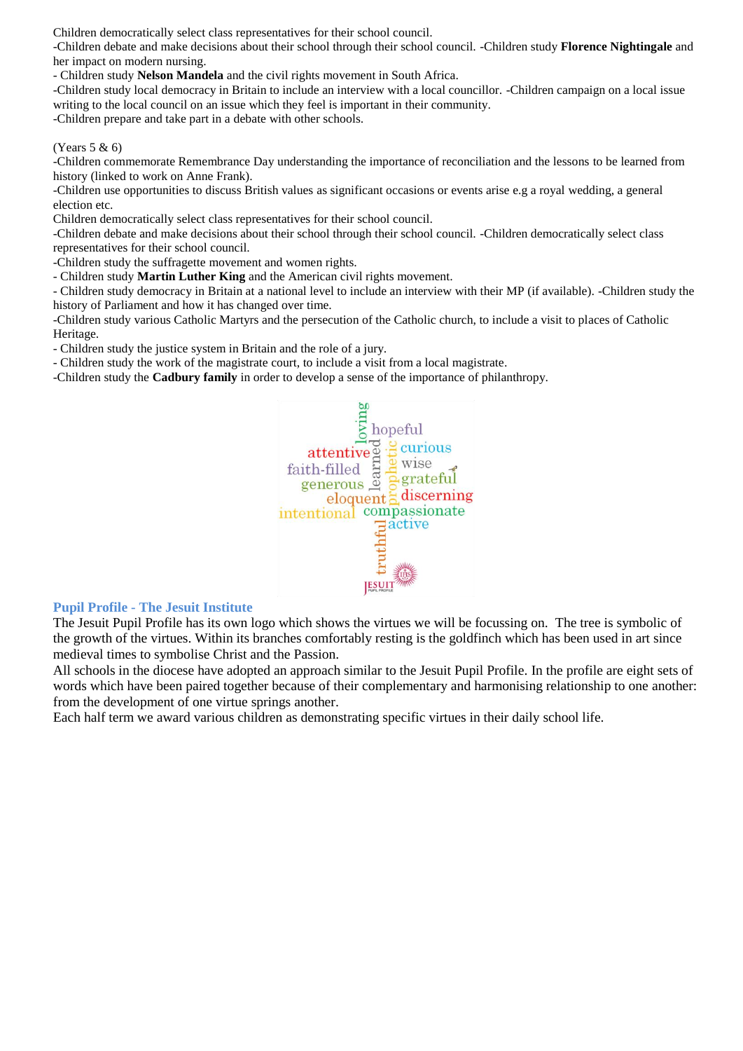Children democratically select class representatives for their school council.

-Children debate and make decisions about their school through their school council. -Children study **Florence Nightingale** and her impact on modern nursing.

- Children study **Nelson Mandela** and the civil rights movement in South Africa.

-Children study local democracy in Britain to include an interview with a local councillor. -Children campaign on a local issue writing to the local council on an issue which they feel is important in their community.

-Children prepare and take part in a debate with other schools.

(Years 5 & 6)

-Children commemorate Remembrance Day understanding the importance of reconciliation and the lessons to be learned from history (linked to work on Anne Frank).

-Children use opportunities to discuss British values as significant occasions or events arise e.g a royal wedding, a general election etc.

Children democratically select class representatives for their school council.

-Children debate and make decisions about their school through their school council. -Children democratically select class representatives for their school council.

-Children study the suffragette movement and women rights.

- Children study **Martin Luther King** and the American civil rights movement.

- Children study democracy in Britain at a national level to include an interview with their MP (if available). -Children study the history of Parliament and how it has changed over time.

-Children study various Catholic Martyrs and the persecution of the Catholic church, to include a visit to places of Catholic Heritage.

- Children study the justice system in Britain and the role of a jury.

- Children study the work of the magistrate court, to include a visit from a local magistrate.

-Children study the **Cadbury family** in order to develop a sense of the importance of philanthropy.

loving
hopeful
attentive
learned
prophetic
curious
faith-filled
wise
grateful
generous
eloquent
discerning
intentional
compassionate
active
truthful
JESUIT PUPIL PROFILE

## Pupil Profile - The Jesuit Institute

The Jesuit Pupil Profile has its own logo which shows the virtues we will be focussing on. The tree is symbolic of the growth of the virtues. Within its branches comfortably resting is the goldfinch which has been used in art since medieval times to symbolise Christ and the Passion.

All schools in the diocese have adopted an approach similar to the Jesuit Pupil Profile. In the profile are eight sets of words which have been paired together because of their complementary and harmonising relationship to one another: from the development of one virtue springs another.

Each half term we award various children as demonstrating specific virtues in their daily school life.